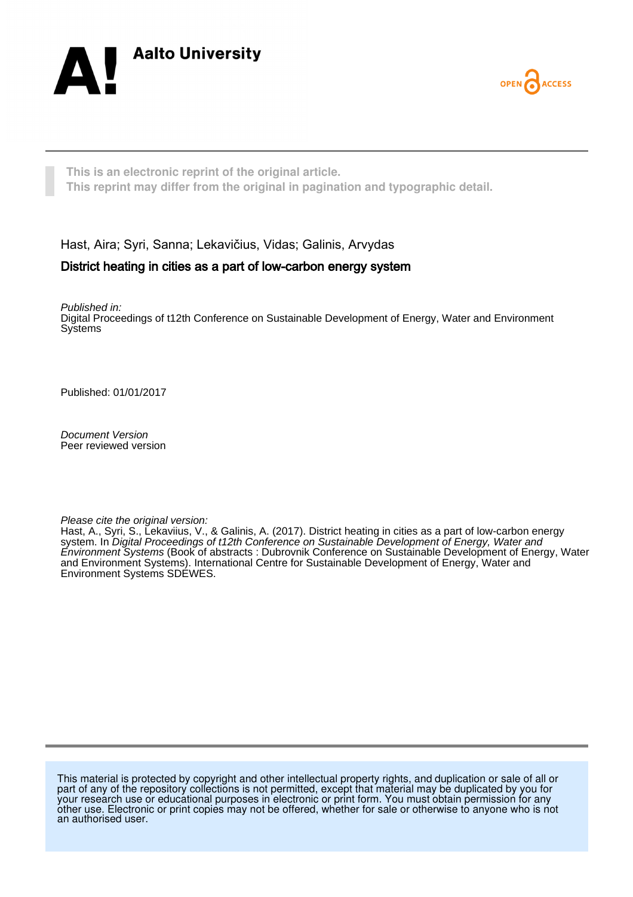Aalto University

OPEN ACCESS

This is an electronic reprint of the original article.
This reprint may differ from the original in pagination and typographic detail.

Hast, Aira; Syri, Sanna; Lekavičius, Vidas; Galinis, Arvydas

# District heating in cities as a part of low-carbon energy system

*Published in:*
Digital Proceedings of t12th Conference on Sustainable Development of Energy, Water and Environment Systems

Published: 01/01/2017

*Document Version*
Peer reviewed version

*Please cite the original version:*
Hast, A., Syri, S., Lekaviius, V., & Galinis, A. (2017). District heating in cities as a part of low-carbon energy system. In *Digital Proceedings of t12th Conference on Sustainable Development of Energy, Water and Environment Systems* (Book of abstracts : Dubrovnik Conference on Sustainable Development of Energy, Water and Environment Systems). International Centre for Sustainable Development of Energy, Water and Environment Systems SDEWES.

This material is protected by copyright and other intellectual property rights, and duplication or sale of all or part of any of the repository collections is not permitted, except that material may be duplicated by you for your research use or educational purposes in electronic or print form. You must obtain permission for any other use. Electronic or print copies may not be offered, whether for sale or otherwise to anyone who is not an authorised user.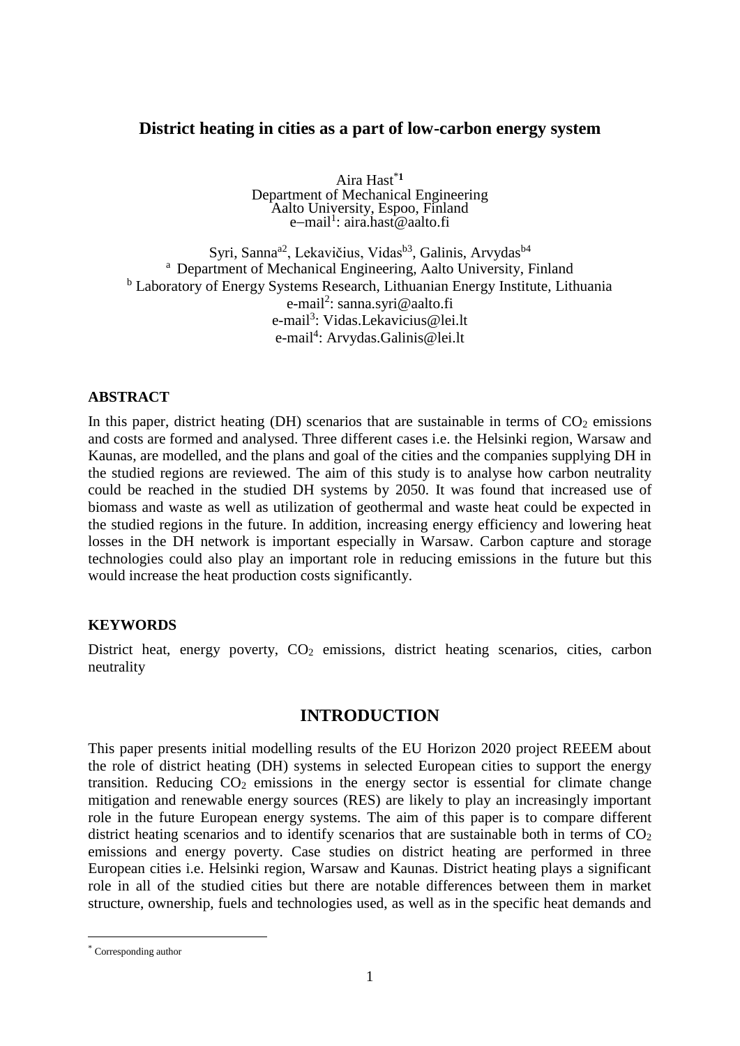# District heating in cities as a part of low-carbon energy system

Aira Hast*[1]
Department of Mechanical Engineering
Aalto University, Espoo, Finland
e–mail[1]: aira.hast@aalto.fi

Syri, Sanna[a2], Lekavičius, Vidas[b3], Galinis, Arvydas[b4]
[a] Department of Mechanical Engineering, Aalto University, Finland
[b] Laboratory of Energy Systems Research, Lithuanian Energy Institute, Lithuania
e-mail[2]: sanna.syri@aalto.fi
e-mail[3]: Vidas.Lekavicius@lei.lt
e-mail[4]: Arvydas.Galinis@lei.lt

## ABSTRACT

In this paper, district heating (DH) scenarios that are sustainable in terms of $CO_2$ emissions and costs are formed and analysed. Three different cases i.e. the Helsinki region, Warsaw and Kaunas, are modelled, and the plans and goal of the cities and the companies supplying DH in the studied regions are reviewed. The aim of this study is to analyse how carbon neutrality could be reached in the studied DH systems by 2050. It was found that increased use of biomass and waste as well as utilization of geothermal and waste heat could be expected in the studied regions in the future. In addition, increasing energy efficiency and lowering heat losses in the DH network is important especially in Warsaw. Carbon capture and storage technologies could also play an important role in reducing emissions in the future but this would increase the heat production costs significantly.

## KEYWORDS

District heat, energy poverty, $CO_2$ emissions, district heating scenarios, cities, carbon neutrality

## INTRODUCTION

This paper presents initial modelling results of the EU Horizon 2020 project REEEM about the role of district heating (DH) systems in selected European cities to support the energy transition. Reducing $CO_2$ emissions in the energy sector is essential for climate change mitigation and renewable energy sources (RES) are likely to play an increasingly important role in the future European energy systems. The aim of this paper is to compare different district heating scenarios and to identify scenarios that are sustainable both in terms of $CO_2$ emissions and energy poverty. Case studies on district heating are performed in three European cities i.e. Helsinki region, Warsaw and Kaunas. District heating plays a significant role in all of the studied cities but there are notable differences between them in market structure, ownership, fuels and technologies used, as well as in the specific heat demands and

* Corresponding author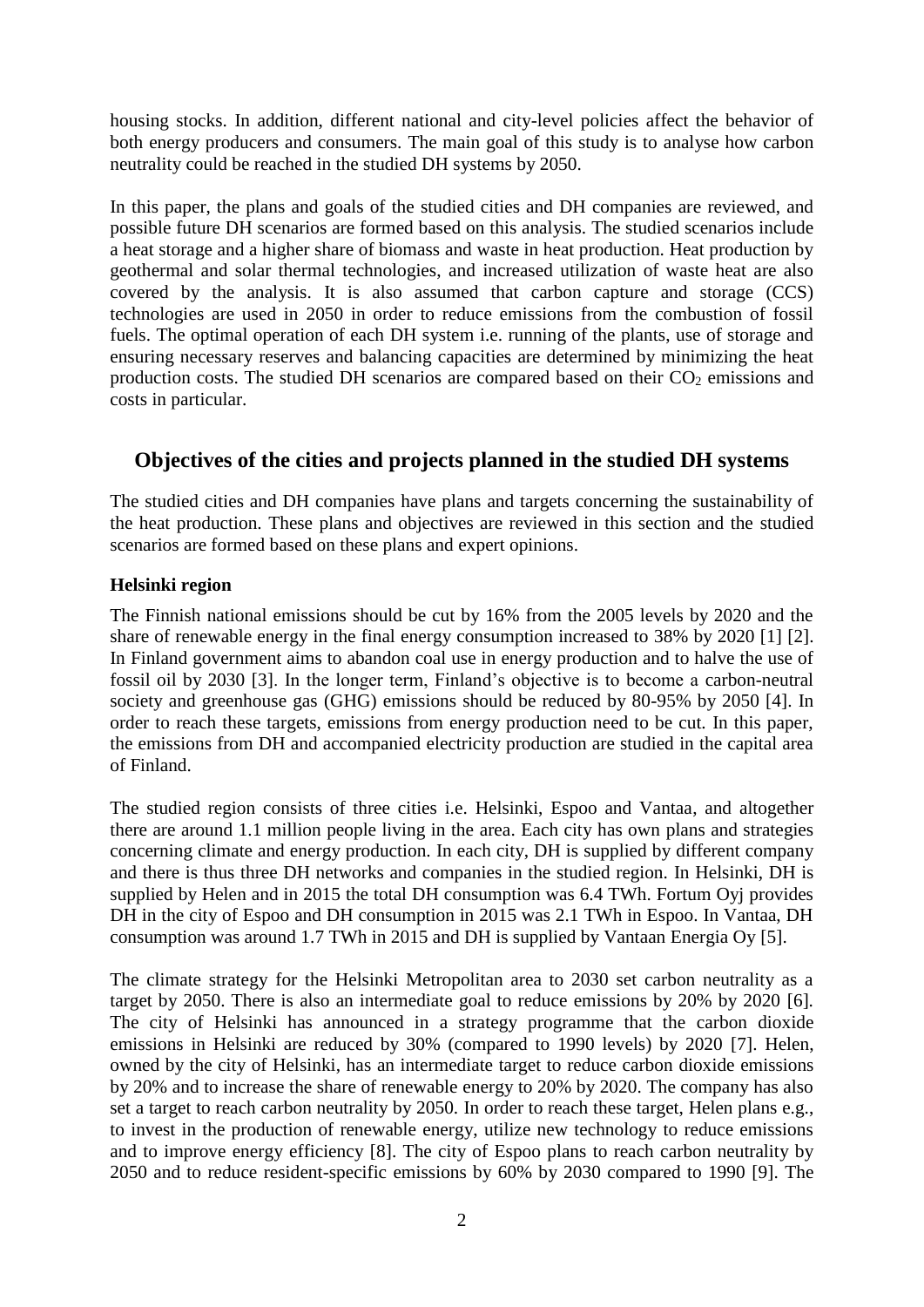housing stocks. In addition, different national and city-level policies affect the behavior of both energy producers and consumers. The main goal of this study is to analyse how carbon neutrality could be reached in the studied DH systems by 2050.

In this paper, the plans and goals of the studied cities and DH companies are reviewed, and possible future DH scenarios are formed based on this analysis. The studied scenarios include a heat storage and a higher share of biomass and waste in heat production. Heat production by geothermal and solar thermal technologies, and increased utilization of waste heat are also covered by the analysis. It is also assumed that carbon capture and storage (CCS) technologies are used in 2050 in order to reduce emissions from the combustion of fossil fuels. The optimal operation of each DH system i.e. running of the plants, use of storage and ensuring necessary reserves and balancing capacities are determined by minimizing the heat production costs. The studied DH scenarios are compared based on their $CO_2$ emissions and costs in particular.

## Objectives of the cities and projects planned in the studied DH systems

The studied cities and DH companies have plans and targets concerning the sustainability of the heat production. These plans and objectives are reviewed in this section and the studied scenarios are formed based on these plans and expert opinions.

### Helsinki region

The Finnish national emissions should be cut by 16% from the 2005 levels by 2020 and the share of renewable energy in the final energy consumption increased to 38% by 2020 [1] [2]. In Finland government aims to abandon coal use in energy production and to halve the use of fossil oil by 2030 [3]. In the longer term, Finland's objective is to become a carbon-neutral society and greenhouse gas (GHG) emissions should be reduced by 80-95% by 2050 [4]. In order to reach these targets, emissions from energy production need to be cut. In this paper, the emissions from DH and accompanied electricity production are studied in the capital area of Finland.

The studied region consists of three cities i.e. Helsinki, Espoo and Vantaa, and altogether there are around 1.1 million people living in the area. Each city has own plans and strategies concerning climate and energy production. In each city, DH is supplied by different company and there is thus three DH networks and companies in the studied region. In Helsinki, DH is supplied by Helen and in 2015 the total DH consumption was 6.4 TWh. Fortum Oyj provides DH in the city of Espoo and DH consumption in 2015 was 2.1 TWh in Espoo. In Vantaa, DH consumption was around 1.7 TWh in 2015 and DH is supplied by Vantaan Energia Oy [5].

The climate strategy for the Helsinki Metropolitan area to 2030 set carbon neutrality as a target by 2050. There is also an intermediate goal to reduce emissions by 20% by 2020 [6]. The city of Helsinki has announced in a strategy programme that the carbon dioxide emissions in Helsinki are reduced by 30% (compared to 1990 levels) by 2020 [7]. Helen, owned by the city of Helsinki, has an intermediate target to reduce carbon dioxide emissions by 20% and to increase the share of renewable energy to 20% by 2020. The company has also set a target to reach carbon neutrality by 2050. In order to reach these target, Helen plans e.g., to invest in the production of renewable energy, utilize new technology to reduce emissions and to improve energy efficiency [8]. The city of Espoo plans to reach carbon neutrality by 2050 and to reduce resident-specific emissions by 60% by 2030 compared to 1990 [9]. The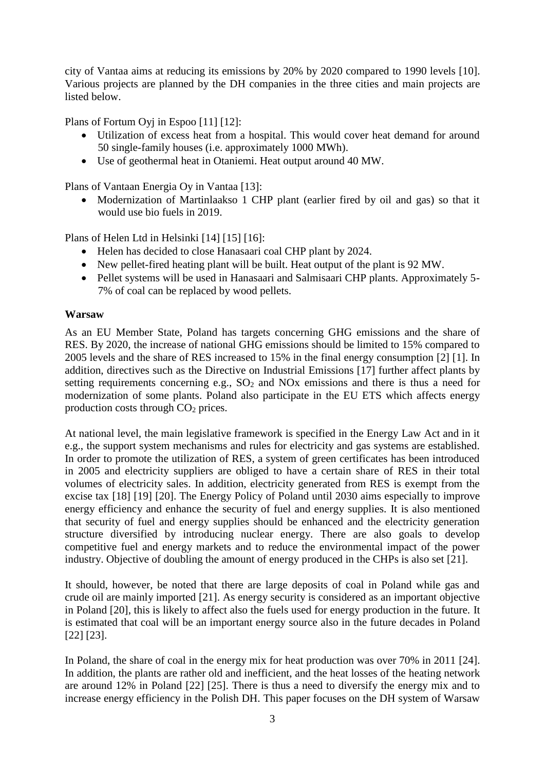city of Vantaa aims at reducing its emissions by 20% by 2020 compared to 1990 levels [10]. Various projects are planned by the DH companies in the three cities and main projects are listed below.

Plans of Fortum Oyj in Espoo [11] [12]:

- Utilization of excess heat from a hospital. This would cover heat demand for around 50 single-family houses (i.e. approximately 1000 MWh).
- Use of geothermal heat in Otaniemi. Heat output around 40 MW.

Plans of Vantaan Energia Oy in Vantaa [13]:

- Modernization of Martinlaakso 1 CHP plant (earlier fired by oil and gas) so that it would use bio fuels in 2019.

Plans of Helen Ltd in Helsinki [14] [15] [16]:

- Helen has decided to close Hanasaari coal CHP plant by 2024.
- New pellet-fired heating plant will be built. Heat output of the plant is 92 MW.
- Pellet systems will be used in Hanasaari and Salmisaari CHP plants. Approximately 5-7% of coal can be replaced by wood pellets.

**Warsaw**

As an EU Member State, Poland has targets concerning GHG emissions and the share of RES. By 2020, the increase of national GHG emissions should be limited to 15% compared to 2005 levels and the share of RES increased to 15% in the final energy consumption [2] [1]. In addition, directives such as the Directive on Industrial Emissions [17] further affect plants by setting requirements concerning e.g., $SO_2$ and NOx emissions and there is thus a need for modernization of some plants. Poland also participate in the EU ETS which affects energy production costs through $CO_2$ prices.

At national level, the main legislative framework is specified in the Energy Law Act and in it e.g., the support system mechanisms and rules for electricity and gas systems are established. In order to promote the utilization of RES, a system of green certificates has been introduced in 2005 and electricity suppliers are obliged to have a certain share of RES in their total volumes of electricity sales. In addition, electricity generated from RES is exempt from the excise tax [18] [19] [20]. The Energy Policy of Poland until 2030 aims especially to improve energy efficiency and enhance the security of fuel and energy supplies. It is also mentioned that security of fuel and energy supplies should be enhanced and the electricity generation structure diversified by introducing nuclear energy. There are also goals to develop competitive fuel and energy markets and to reduce the environmental impact of the power industry. Objective of doubling the amount of energy produced in the CHPs is also set [21].

It should, however, be noted that there are large deposits of coal in Poland while gas and crude oil are mainly imported [21]. As energy security is considered as an important objective in Poland [20], this is likely to affect also the fuels used for energy production in the future. It is estimated that coal will be an important energy source also in the future decades in Poland [22] [23].

In Poland, the share of coal in the energy mix for heat production was over 70% in 2011 [24]. In addition, the plants are rather old and inefficient, and the heat losses of the heating network are around 12% in Poland [22] [25]. There is thus a need to diversify the energy mix and to increase energy efficiency in the Polish DH. This paper focuses on the DH system of Warsaw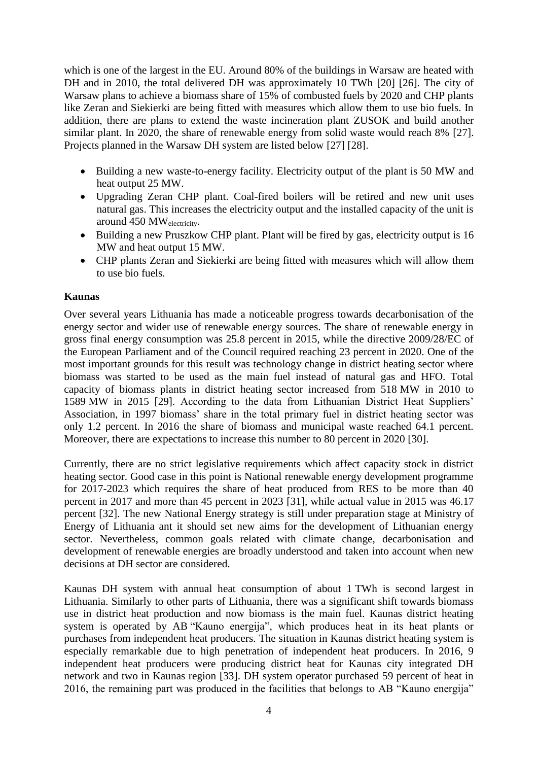which is one of the largest in the EU. Around 80% of the buildings in Warsaw are heated with DH and in 2010, the total delivered DH was approximately 10 TWh [20] [26]. The city of Warsaw plans to achieve a biomass share of 15% of combusted fuels by 2020 and CHP plants like Zeran and Siekierki are being fitted with measures which allow them to use bio fuels. In addition, there are plans to extend the waste incineration plant ZUSOK and build another similar plant. In 2020, the share of renewable energy from solid waste would reach 8% [27]. Projects planned in the Warsaw DH system are listed below [27] [28].

- Building a new waste-to-energy facility. Electricity output of the plant is 50 MW and heat output 25 MW.
- Upgrading Zeran CHP plant. Coal-fired boilers will be retired and new unit uses natural gas. This increases the electricity output and the installed capacity of the unit is around 450 $MW_{electricity}$.
- Building a new Pruszkow CHP plant. Plant will be fired by gas, electricity output is 16 MW and heat output 15 MW.
- CHP plants Zeran and Siekierki are being fitted with measures which will allow them to use bio fuels.

**Kaunas**

Over several years Lithuania has made a noticeable progress towards decarbonisation of the energy sector and wider use of renewable energy sources. The share of renewable energy in gross final energy consumption was 25.8 percent in 2015, while the directive 2009/28/EC of the European Parliament and of the Council required reaching 23 percent in 2020. One of the most important grounds for this result was technology change in district heating sector where biomass was started to be used as the main fuel instead of natural gas and HFO. Total capacity of biomass plants in district heating sector increased from 518 MW in 2010 to 1589 MW in 2015 [29]. According to the data from Lithuanian District Heat Suppliers' Association, in 1997 biomass' share in the total primary fuel in district heating sector was only 1.2 percent. In 2016 the share of biomass and municipal waste reached 64.1 percent. Moreover, there are expectations to increase this number to 80 percent in 2020 [30].

Currently, there are no strict legislative requirements which affect capacity stock in district heating sector. Good case in this point is National renewable energy development programme for 2017-2023 which requires the share of heat produced from RES to be more than 40 percent in 2017 and more than 45 percent in 2023 [31], while actual value in 2015 was 46.17 percent [32]. The new National Energy strategy is still under preparation stage at Ministry of Energy of Lithuania ant it should set new aims for the development of Lithuanian energy sector. Nevertheless, common goals related with climate change, decarbonisation and development of renewable energies are broadly understood and taken into account when new decisions at DH sector are considered.

Kaunas DH system with annual heat consumption of about 1 TWh is second largest in Lithuania. Similarly to other parts of Lithuania, there was a significant shift towards biomass use in district heat production and now biomass is the main fuel. Kaunas district heating system is operated by AB "Kauno energija", which produces heat in its heat plants or purchases from independent heat producers. The situation in Kaunas district heating system is especially remarkable due to high penetration of independent heat producers. In 2016, 9 independent heat producers were producing district heat for Kaunas city integrated DH network and two in Kaunas region [33]. DH system operator purchased 59 percent of heat in 2016, the remaining part was produced in the facilities that belongs to AB "Kauno energija"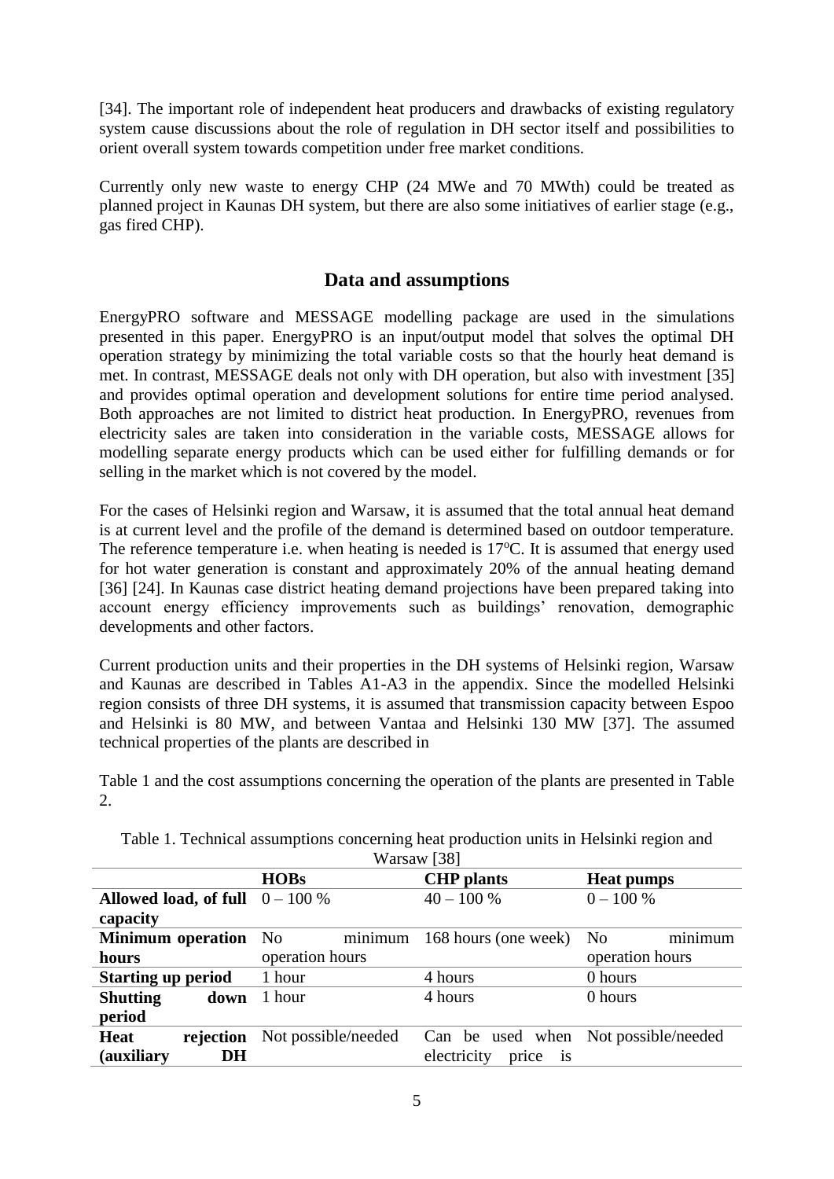[34]. The important role of independent heat producers and drawbacks of existing regulatory system cause discussions about the role of regulation in DH sector itself and possibilities to orient overall system towards competition under free market conditions.

Currently only new waste to energy CHP (24 MWe and 70 MWth) could be treated as planned project in Kaunas DH system, but there are also some initiatives of earlier stage (e.g., gas fired CHP).

## Data and assumptions

EnergyPRO software and MESSAGE modelling package are used in the simulations presented in this paper. EnergyPRO is an input/output model that solves the optimal DH operation strategy by minimizing the total variable costs so that the hourly heat demand is met. In contrast, MESSAGE deals not only with DH operation, but also with investment [35] and provides optimal operation and development solutions for entire time period analysed. Both approaches are not limited to district heat production. In EnergyPRO, revenues from electricity sales are taken into consideration in the variable costs, MESSAGE allows for modelling separate energy products which can be used either for fulfilling demands or for selling in the market which is not covered by the model.

For the cases of Helsinki region and Warsaw, it is assumed that the total annual heat demand is at current level and the profile of the demand is determined based on outdoor temperature. The reference temperature i.e. when heating is needed is 17°C. It is assumed that energy used for hot water generation is constant and approximately 20% of the annual heating demand [36] [24]. In Kaunas case district heating demand projections have been prepared taking into account energy efficiency improvements such as buildings' renovation, demographic developments and other factors.

Current production units and their properties in the DH systems of Helsinki region, Warsaw and Kaunas are described in Tables A1-A3 in the appendix. Since the modelled Helsinki region consists of three DH systems, it is assumed that transmission capacity between Espoo and Helsinki is 80 MW, and between Vantaa and Helsinki 130 MW [37]. The assumed technical properties of the plants are described in

Table 1 and the cost assumptions concerning the operation of the plants are presented in Table 2.

Table 1. Technical assumptions concerning heat production units in Helsinki region and Warsaw [38]

| | HOBs | CHP plants | Heat pumps |
|---|---|---|---|
| **Allowed load, of full capacity** | 0 – 100 % | 40 – 100 % | 0 – 100 % |
| **Minimum operation hours** | No minimum operation hours | 168 hours (one week) | No minimum operation hours |
| **Starting up period** | 1 hour | 4 hours | 0 hours |
| **Shutting down period** | 1 hour | 4 hours | 0 hours |
| **Heat rejection (auxiliary DH** | Not possible/needed | Can be used when electricity price is | Not possible/needed |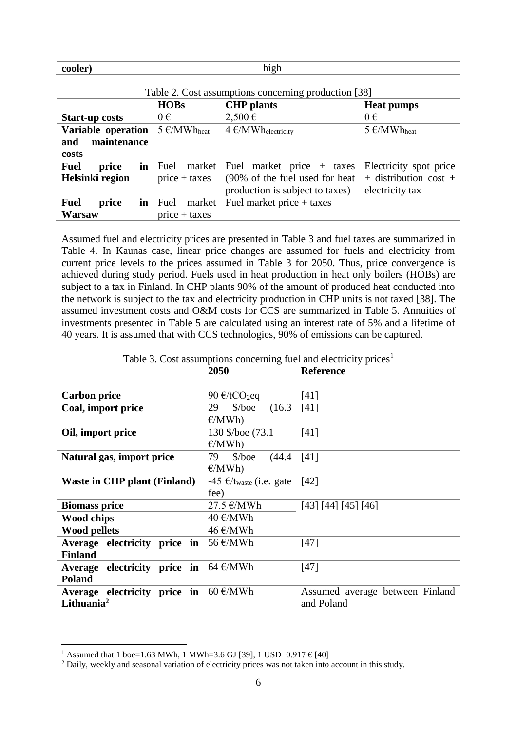| cooler) | high |
|---|---|

Table 2. Cost assumptions concerning production [38]

| | HOBs | CHP plants | Heat pumps |
|---|---|---|---|
| **Start-up costs** | 0 € | 2,500 € | 0 € |
| **Variable operation and maintenance costs** | 5 €/MWh$_{heat}$ | 4 €/MWh$_{electricity}$ | 5 €/MWh$_{heat}$ |
| **Fuel price in Helsinki region** | Fuel market price + taxes | Fuel market price + taxes (90% of the fuel used for heat production is subject to taxes) | Electricity spot price + distribution cost + electricity tax |
| **Fuel price in Warsaw** | Fuel market price + taxes | Fuel market price + taxes | |

Assumed fuel and electricity prices are presented in Table 3 and fuel taxes are summarized in Table 4. In Kaunas case, linear price changes are assumed for fuels and electricity from current price levels to the prices assumed in Table 3 for 2050. Thus, price convergence is achieved during study period. Fuels used in heat production in heat only boilers (HOBs) are subject to a tax in Finland. In CHP plants 90% of the amount of produced heat conducted into the network is subject to the tax and electricity production in CHP units is not taxed [38]. The assumed investment costs and O&M costs for CCS are summarized in Table 5. Annuities of investments presented in Table 5 are calculated using an interest rate of 5% and a lifetime of 40 years. It is assumed that with CCS technologies, 90% of emissions can be captured.

Table 3. Cost assumptions concerning fuel and electricity prices[1]

| | 2050 | Reference |
|---|---|---|
| **Carbon price** | 90 €/t$CO_2$eq | [41] |
| **Coal, import price** | 29 $/boe (16.3 €/MWh) | [41] |
| **Oil, import price** | 130 $/boe (73.1 €/MWh) | [41] |
| **Natural gas, import price** | 79 $/boe (44.4 €/MWh) | [41] |
| **Waste in CHP plant (Finland)** | -45 €/t$_{waste}$ (i.e. gate fee) | [42] |
| **Biomass price** | 27.5 €/MWh | [43] [44] [45] [46] |
| **Wood chips** | 40 €/MWh | |
| **Wood pellets** | 46 €/MWh | |
| **Average electricity price in Finland** | 56 €/MWh | [47] |
| **Average electricity price in Poland** | 64 €/MWh | [47] |
| **Average electricity price in Lithuania[2]** | 60 €/MWh | Assumed average between Finland and Poland |

[1] Assumed that 1 boe=1.63 MWh, 1 MWh=3.6 GJ [39], 1 USD=0.917 € [40]

[2] Daily, weekly and seasonal variation of electricity prices was not taken into account in this study.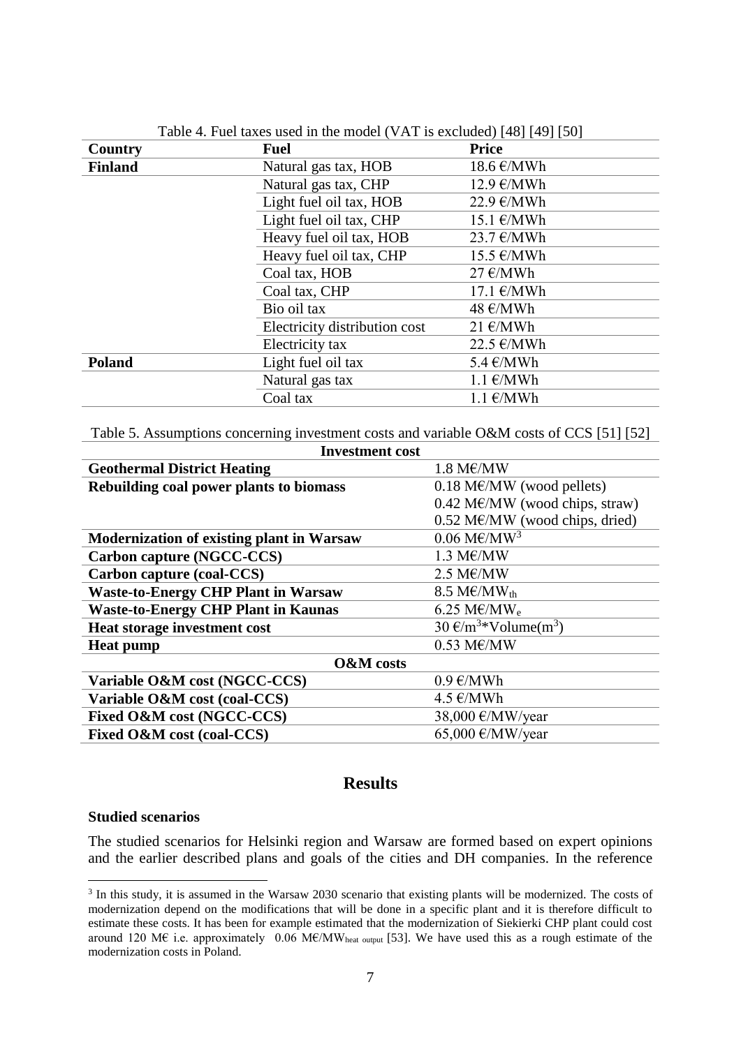Table 4. Fuel taxes used in the model (VAT is excluded) [48] [49] [50]

| Country | Fuel | Price |
|---|---|---|
| **Finland** | Natural gas tax, HOB | 18.6 €/MWh |
| | Natural gas tax, CHP | 12.9 €/MWh |
| | Light fuel oil tax, HOB | 22.9 €/MWh |
| | Light fuel oil tax, CHP | 15.1 €/MWh |
| | Heavy fuel oil tax, HOB | 23.7 €/MWh |
| | Heavy fuel oil tax, CHP | 15.5 €/MWh |
| | Coal tax, HOB | 27 €/MWh |
| | Coal tax, CHP | 17.1 €/MWh |
| | Bio oil tax | 48 €/MWh |
| | Electricity distribution cost | 21 €/MWh |
| | Electricity tax | 22.5 €/MWh |
| **Poland** | Light fuel oil tax | 5.4 €/MWh |
| | Natural gas tax | 1.1 €/MWh |
| | Coal tax | 1.1 €/MWh |

Table 5. Assumptions concerning investment costs and variable O&M costs of CCS [51] [52]

| **Investment cost** | |
|---|---|
| **Geothermal District Heating** | 1.8 M€/MW |
| **Rebuilding coal power plants to biomass** | 0.18 M€/MW (wood pellets) |
| | 0.42 M€/MW (wood chips, straw) |
| | 0.52 M€/MW (wood chips, dried) |
| **Modernization of existing plant in Warsaw** | 0.06 M€/MW[3] |
| **Carbon capture (NGCC-CCS)** | 1.3 M€/MW |
| **Carbon capture (coal-CCS)** | 2.5 M€/MW |
| **Waste-to-Energy CHP Plant in Warsaw** | 8.5 M€/$MW_{th}$ |
| **Waste-to-Energy CHP Plant in Kaunas** | 6.25 M€/$MW_{e}$ |
| **Heat storage investment cost** | 30 €/$m^3$*Volume($m^3$) |
| **Heat pump** | 0.53 M€/MW |
| **O&M costs** | |
| **Variable O&M cost (NGCC-CCS)** | 0.9 €/MWh |
| **Variable O&M cost (coal-CCS)** | 4.5 €/MWh |
| **Fixed O&M cost (NGCC-CCS)** | 38,000 €/MW/year |
| **Fixed O&M cost (coal-CCS)** | 65,000 €/MW/year |

## Results

### Studied scenarios

The studied scenarios for Helsinki region and Warsaw are formed based on expert opinions and the earlier described plans and goals of the cities and DH companies. In the reference

[3] In this study, it is assumed in the Warsaw 2030 scenario that existing plants will be modernized. The costs of modernization depend on the modifications that will be done in a specific plant and it is therefore difficult to estimate these costs. It has been for example estimated that the modernization of Siekierki CHP plant could cost around 120 M€ i.e. approximately 0.06 M€/$MW_{heat\ output}$ [53]. We have used this as a rough estimate of the modernization costs in Poland.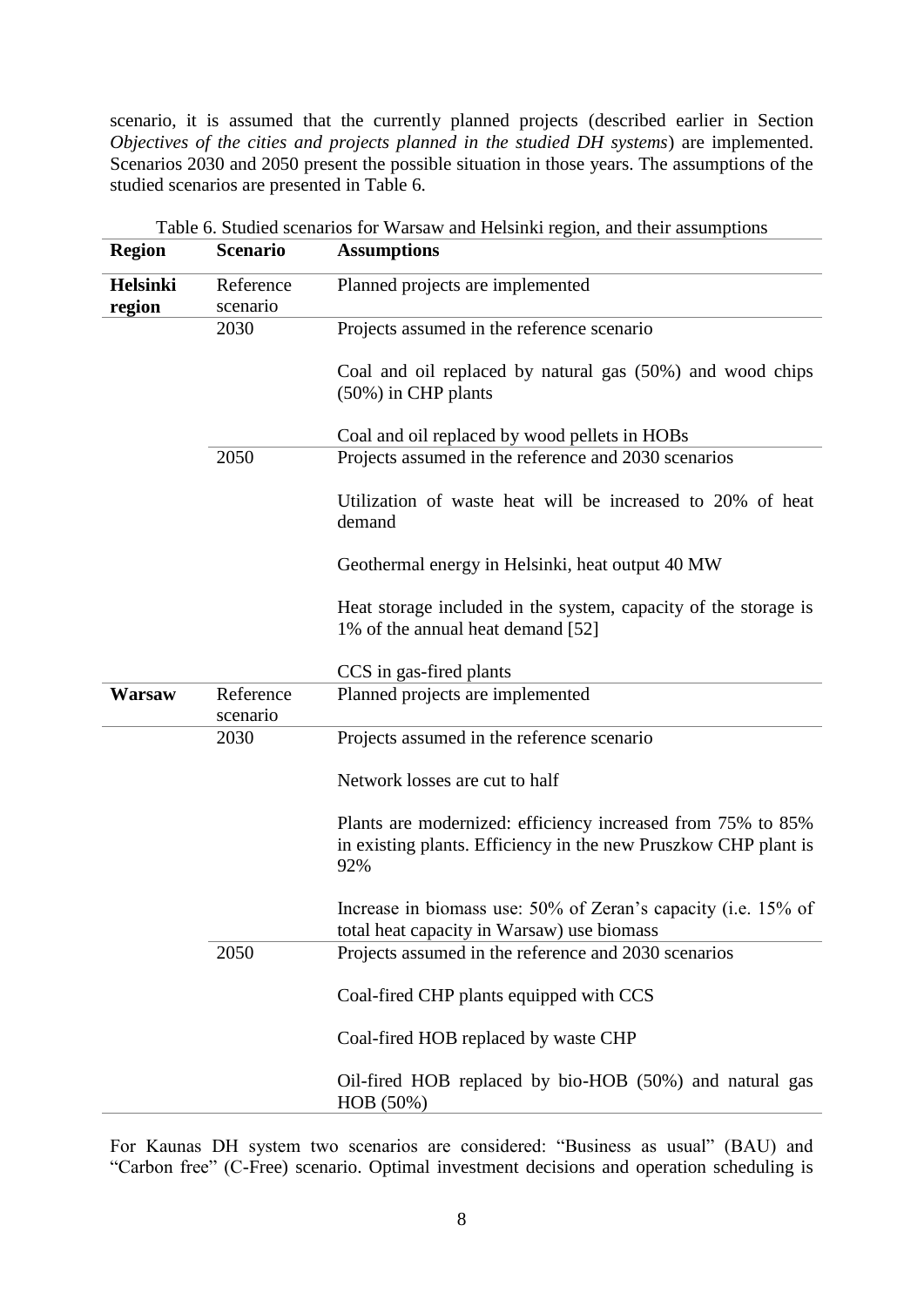scenario, it is assumed that the currently planned projects (described earlier in Section *Objectives of the cities and projects planned in the studied DH systems*) are implemented. Scenarios 2030 and 2050 present the possible situation in those years. The assumptions of the studied scenarios are presented in Table 6.

Table 6. Studied scenarios for Warsaw and Helsinki region, and their assumptions

| Region | Scenario | Assumptions |
|---|---|---|
| **Helsinki region** | Reference scenario | Planned projects are implemented |
| | 2030 | Projects assumed in the reference scenario<br><br>Coal and oil replaced by natural gas (50%) and wood chips (50%) in CHP plants<br><br>Coal and oil replaced by wood pellets in HOBs |
| | 2050 | Projects assumed in the reference and 2030 scenarios<br><br>Utilization of waste heat will be increased to 20% of heat demand<br><br>Geothermal energy in Helsinki, heat output 40 MW<br><br>Heat storage included in the system, capacity of the storage is 1% of the annual heat demand [52]<br><br>CCS in gas-fired plants |
| **Warsaw** | Reference scenario | Planned projects are implemented |
| | 2030 | Projects assumed in the reference scenario<br><br>Network losses are cut to half<br><br>Plants are modernized: efficiency increased from 75% to 85% in existing plants. Efficiency in the new Pruszkow CHP plant is 92%<br><br>Increase in biomass use: 50% of Zeran's capacity (i.e. 15% of total heat capacity in Warsaw) use biomass |
| | 2050 | Projects assumed in the reference and 2030 scenarios<br><br>Coal-fired CHP plants equipped with CCS<br><br>Coal-fired HOB replaced by waste CHP<br><br>Oil-fired HOB replaced by bio-HOB (50%) and natural gas HOB (50%) |

For Kaunas DH system two scenarios are considered: "Business as usual" (BAU) and "Carbon free" (C-Free) scenario. Optimal investment decisions and operation scheduling is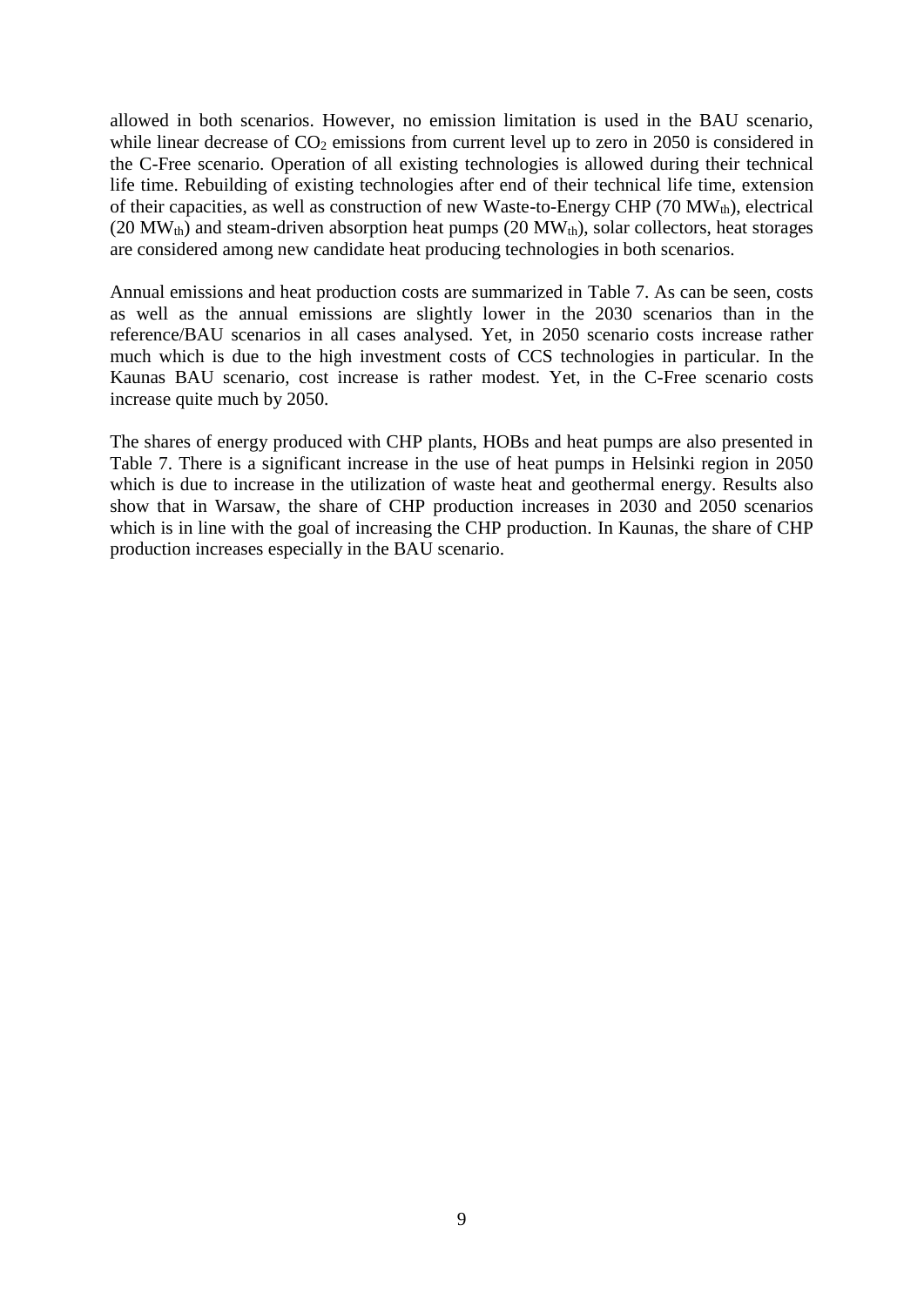allowed in both scenarios. However, no emission limitation is used in the BAU scenario, while linear decrease of $CO_2$ emissions from current level up to zero in 2050 is considered in the C-Free scenario. Operation of all existing technologies is allowed during their technical life time. Rebuilding of existing technologies after end of their technical life time, extension of their capacities, as well as construction of new Waste-to-Energy CHP (70 $MW_{th}$), electrical (20 $MW_{th}$) and steam-driven absorption heat pumps (20 $MW_{th}$), solar collectors, heat storages are considered among new candidate heat producing technologies in both scenarios.

Annual emissions and heat production costs are summarized in Table 7. As can be seen, costs as well as the annual emissions are slightly lower in the 2030 scenarios than in the reference/BAU scenarios in all cases analysed. Yet, in 2050 scenario costs increase rather much which is due to the high investment costs of CCS technologies in particular. In the Kaunas BAU scenario, cost increase is rather modest. Yet, in the C-Free scenario costs increase quite much by 2050.

The shares of energy produced with CHP plants, HOBs and heat pumps are also presented in Table 7. There is a significant increase in the use of heat pumps in Helsinki region in 2050 which is due to increase in the utilization of waste heat and geothermal energy. Results also show that in Warsaw, the share of CHP production increases in 2030 and 2050 scenarios which is in line with the goal of increasing the CHP production. In Kaunas, the share of CHP production increases especially in the BAU scenario.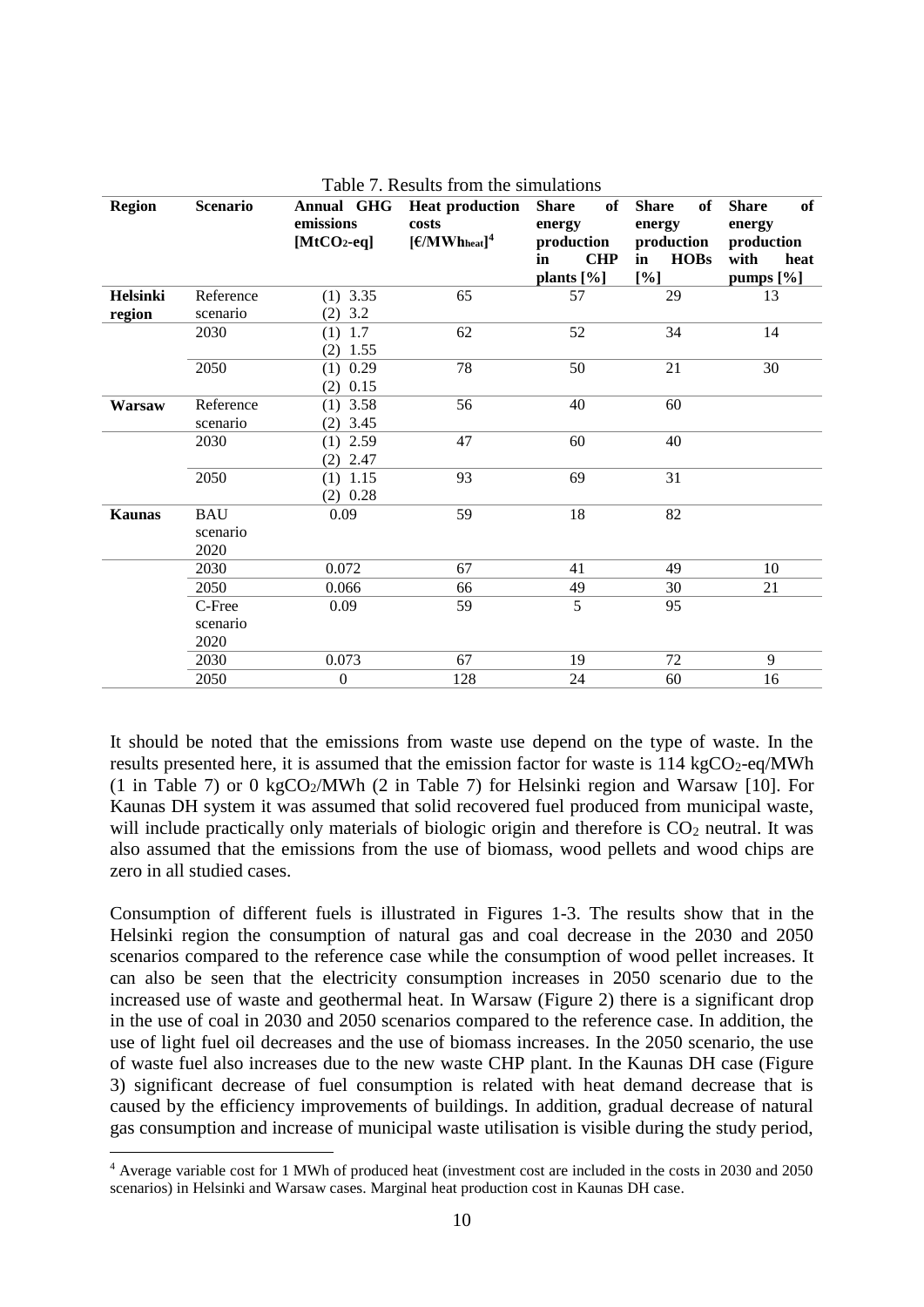Table 7. Results from the simulations

| Region | Scenario | Annual GHG emissions [$MtCO_2$-eq] | Heat production costs [€/$MWh_{heat}$][4] | Share of energy production in CHP plants [%] | Share of energy production in HOBs [%] | Share of energy production with heat pumps [%] |
|---|---|---|---|---|---|---|
| **Helsinki region** | Reference scenario | (1) 3.35<br>(2) 3.2 | 65 | 57 | 29 | 13 |
| | 2030 | (1) 1.7<br>(2) 1.55 | 62 | 52 | 34 | 14 |
| | 2050 | (1) 0.29<br>(2) 0.15 | 78 | 50 | 21 | 30 |
| **Warsaw** | Reference scenario | (1) 3.58<br>(2) 3.45 | 56 | 40 | 60 | |
| | 2030 | (1) 2.59<br>(2) 2.47 | 47 | 60 | 40 | |
| | 2050 | (1) 1.15<br>(2) 0.28 | 93 | 69 | 31 | |
| **Kaunas** | BAU scenario 2020 | 0.09 | 59 | 18 | 82 | |
| | 2030 | 0.072 | 67 | 41 | 49 | 10 |
| | 2050 | 0.066 | 66 | 49 | 30 | 21 |
| | C-Free scenario 2020 | 0.09 | 59 | 5 | 95 | |
| | 2030 | 0.073 | 67 | 19 | 72 | 9 |
| | 2050 | 0 | 128 | 24 | 60 | 16 |

It should be noted that the emissions from waste use depend on the type of waste. In the results presented here, it is assumed that the emission factor for waste is 114 $kgCO_2$-eq/MWh (1 in Table 7) or 0 $kgCO_2$/MWh (2 in Table 7) for Helsinki region and Warsaw [10]. For Kaunas DH system it was assumed that solid recovered fuel produced from municipal waste, will include practically only materials of biologic origin and therefore is $CO_2$ neutral. It was also assumed that the emissions from the use of biomass, wood pellets and wood chips are zero in all studied cases.

Consumption of different fuels is illustrated in Figures 1-3. The results show that in the Helsinki region the consumption of natural gas and coal decrease in the 2030 and 2050 scenarios compared to the reference case while the consumption of wood pellet increases. It can also be seen that the electricity consumption increases in 2050 scenario due to the increased use of waste and geothermal heat. In Warsaw (Figure 2) there is a significant drop in the use of coal in 2030 and 2050 scenarios compared to the reference case. In addition, the use of light fuel oil decreases and the use of biomass increases. In the 2050 scenario, the use of waste fuel also increases due to the new waste CHP plant. In the Kaunas DH case (Figure 3) significant decrease of fuel consumption is related with heat demand decrease that is caused by the efficiency improvements of buildings. In addition, gradual decrease of natural gas consumption and increase of municipal waste utilisation is visible during the study period,

[4] Average variable cost for 1 MWh of produced heat (investment cost are included in the costs in 2030 and 2050 scenarios) in Helsinki and Warsaw cases. Marginal heat production cost in Kaunas DH case.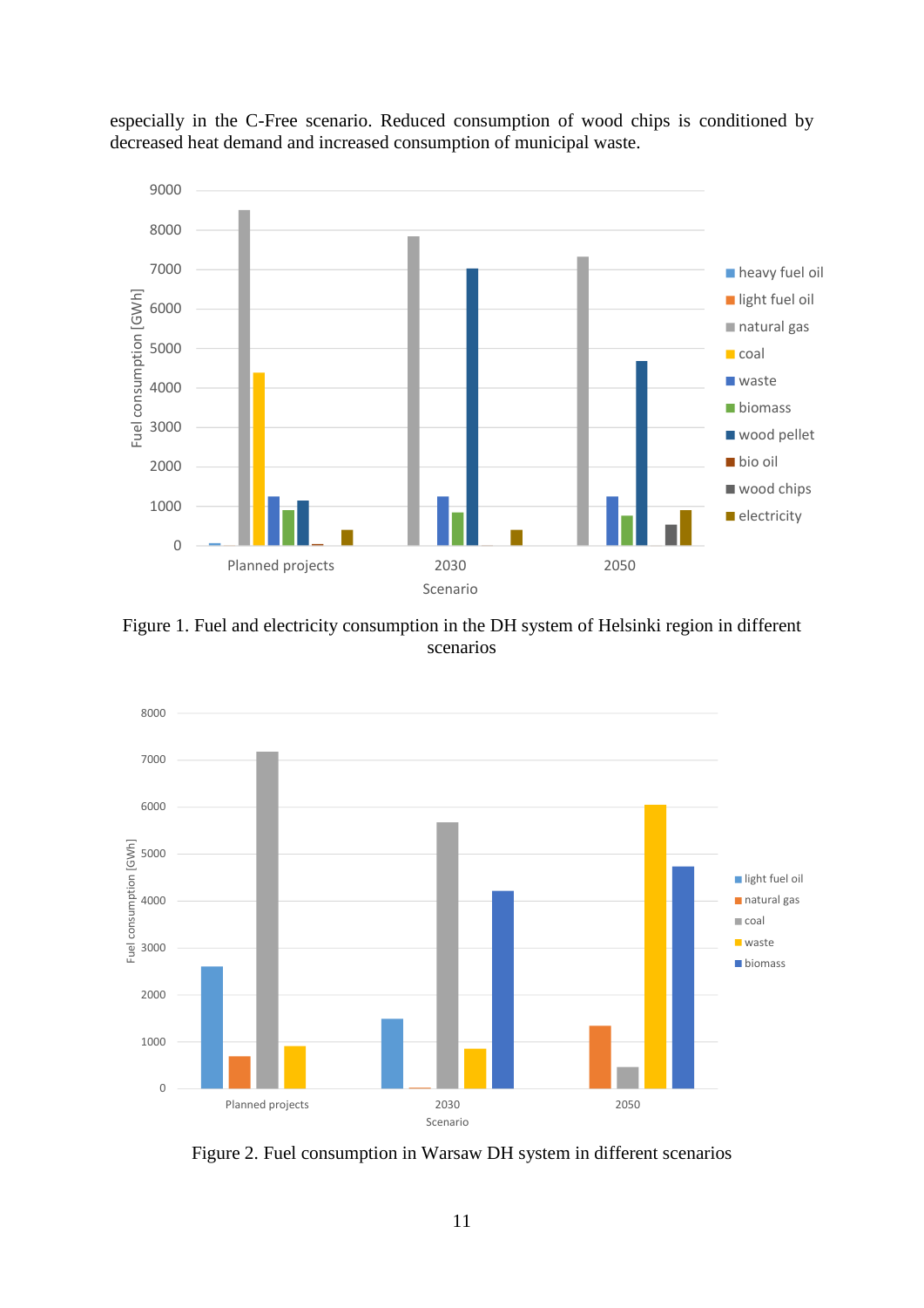especially in the C-Free scenario. Reduced consumption of wood chips is conditioned by decreased heat demand and increased consumption of municipal waste.

Figure 1. Fuel and electricity consumption in the DH system of Helsinki region in different scenarios

Figure 2. Fuel consumption in Warsaw DH system in different scenarios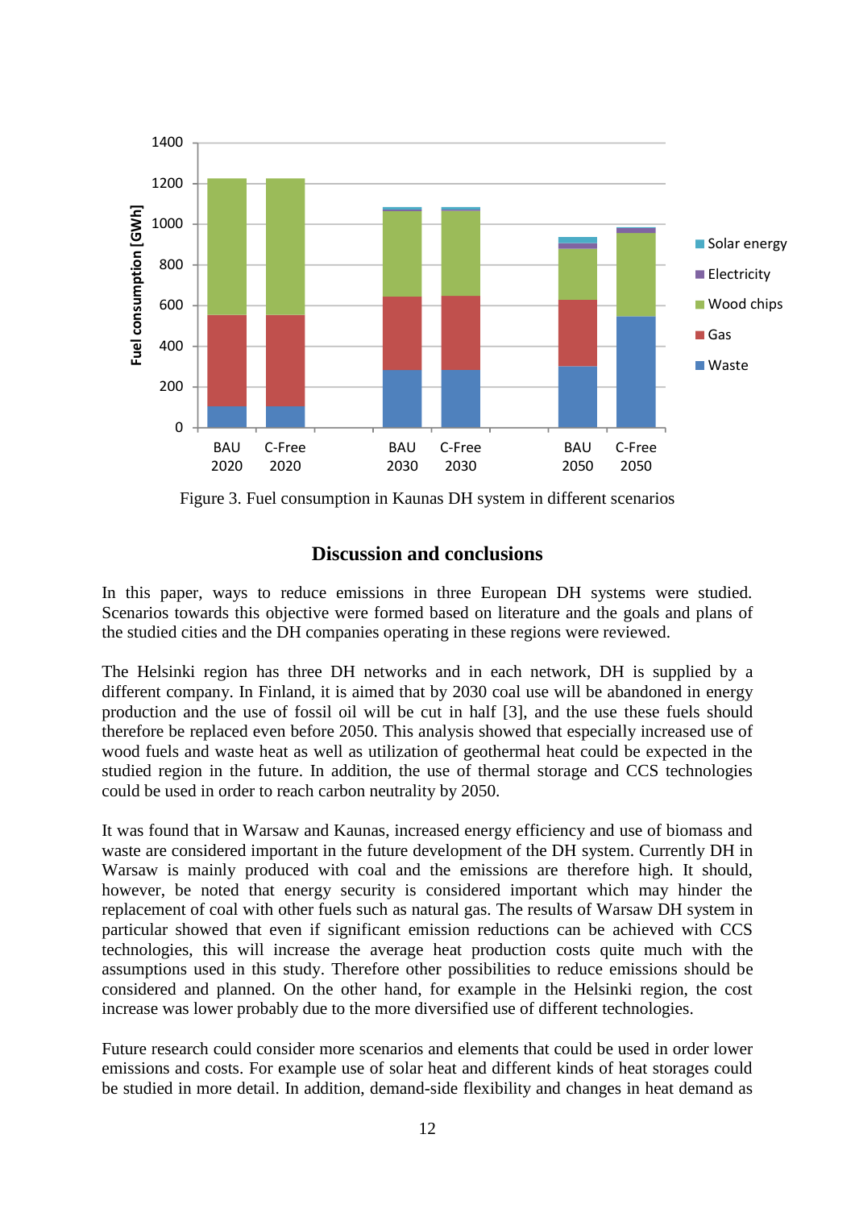Figure 3. Fuel consumption in Kaunas DH system in different scenarios

## Discussion and conclusions

In this paper, ways to reduce emissions in three European DH systems were studied. Scenarios towards this objective were formed based on literature and the goals and plans of the studied cities and the DH companies operating in these regions were reviewed.

The Helsinki region has three DH networks and in each network, DH is supplied by a different company. In Finland, it is aimed that by 2030 coal use will be abandoned in energy production and the use of fossil oil will be cut in half [3], and the use these fuels should therefore be replaced even before 2050. This analysis showed that especially increased use of wood fuels and waste heat as well as utilization of geothermal heat could be expected in the studied region in the future. In addition, the use of thermal storage and CCS technologies could be used in order to reach carbon neutrality by 2050.

It was found that in Warsaw and Kaunas, increased energy efficiency and use of biomass and waste are considered important in the future development of the DH system. Currently DH in Warsaw is mainly produced with coal and the emissions are therefore high. It should, however, be noted that energy security is considered important which may hinder the replacement of coal with other fuels such as natural gas. The results of Warsaw DH system in particular showed that even if significant emission reductions can be achieved with CCS technologies, this will increase the average heat production costs quite much with the assumptions used in this study. Therefore other possibilities to reduce emissions should be considered and planned. On the other hand, for example in the Helsinki region, the cost increase was lower probably due to the more diversified use of different technologies.

Future research could consider more scenarios and elements that could be used in order lower emissions and costs. For example use of solar heat and different kinds of heat storages could be studied in more detail. In addition, demand-side flexibility and changes in heat demand as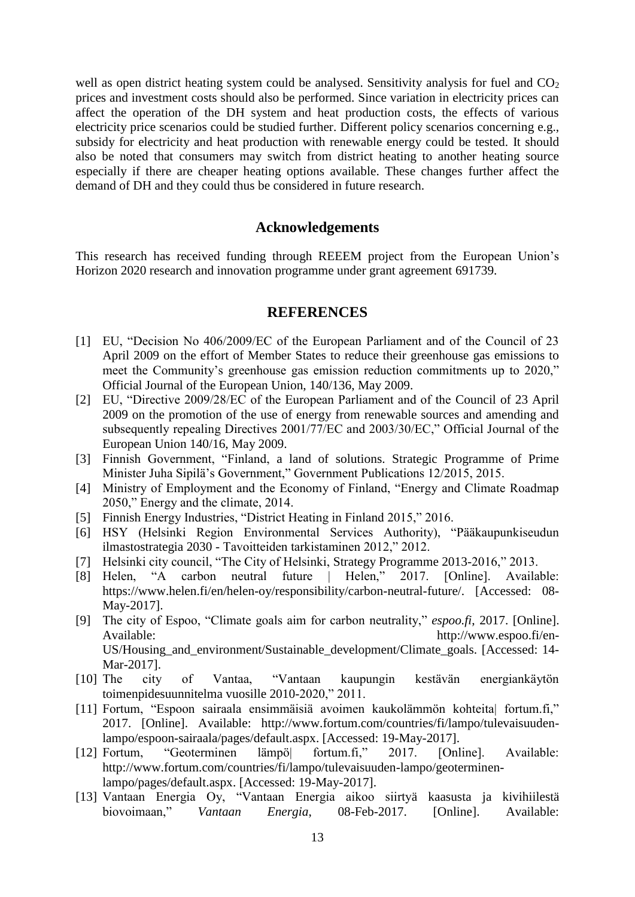well as open district heating system could be analysed. Sensitivity analysis for fuel and $CO_2$ prices and investment costs should also be performed. Since variation in electricity prices can affect the operation of the DH system and heat production costs, the effects of various electricity price scenarios could be studied further. Different policy scenarios concerning e.g., subsidy for electricity and heat production with renewable energy could be tested. It should also be noted that consumers may switch from district heating to another heating source especially if there are cheaper heating options available. These changes further affect the demand of DH and they could thus be considered in future research.

## Acknowledgements

This research has received funding through REEEM project from the European Union's Horizon 2020 research and innovation programme under grant agreement 691739.

## REFERENCES

[1] EU, "Decision No 406/2009/EC of the European Parliament and of the Council of 23 April 2009 on the effort of Member States to reduce their greenhouse gas emissions to meet the Community's greenhouse gas emission reduction commitments up to 2020," Official Journal of the European Union, 140/136, May 2009.

[2] EU, "Directive 2009/28/EC of the European Parliament and of the Council of 23 April 2009 on the promotion of the use of energy from renewable sources and amending and subsequently repealing Directives 2001/77/EC and 2003/30/EC," Official Journal of the European Union 140/16, May 2009.

[3] Finnish Government, "Finland, a land of solutions. Strategic Programme of Prime Minister Juha Sipilä's Government," Government Publications 12/2015, 2015.

[4] Ministry of Employment and the Economy of Finland, "Energy and Climate Roadmap 2050," Energy and the climate, 2014.

[5] Finnish Energy Industries, "District Heating in Finland 2015," 2016.

[6] HSY (Helsinki Region Environmental Services Authority), "Pääkaupunkiseudun ilmastostrategia 2030 - Tavoitteiden tarkistaminen 2012," 2012.

[7] Helsinki city council, "The City of Helsinki, Strategy Programme 2013-2016," 2013.

[8] Helen, "A carbon neutral future | Helen," 2017. [Online]. Available: https://www.helen.fi/en/helen-oy/responsibility/carbon-neutral-future/. [Accessed: 08-May-2017].

[9] The city of Espoo, "Climate goals aim for carbon neutrality," *espoo.fi*, 2017. [Online]. Available: http://www.espoo.fi/en-US/Housing_and_environment/Sustainable_development/Climate_goals. [Accessed: 14-Mar-2017].

[10] The city of Vantaa, "Vantaan kaupungin kestävän energiankäytön toimenpidesuunnitelma vuosille 2010-2020," 2011.

[11] Fortum, "Espoon sairaala ensimmäisiä avoimen kaukolämmön kohteita| fortum.fi," 2017. [Online]. Available: http://www.fortum.com/countries/fi/lampo/tulevaisuuden-lampo/espoon-sairaala/pages/default.aspx. [Accessed: 19-May-2017].

[12] Fortum, "Geoterminen lämpö| fortum.fi," 2017. [Online]. Available: http://www.fortum.com/countries/fi/lampo/tulevaisuuden-lampo/geoterminen-lampo/pages/default.aspx. [Accessed: 19-May-2017].

[13] Vantaan Energia Oy, "Vantaan Energia aikoo siirtyä kaasusta ja kivihiilestä biovoimaan," *Vantaan Energia*, 08-Feb-2017. [Online]. Available: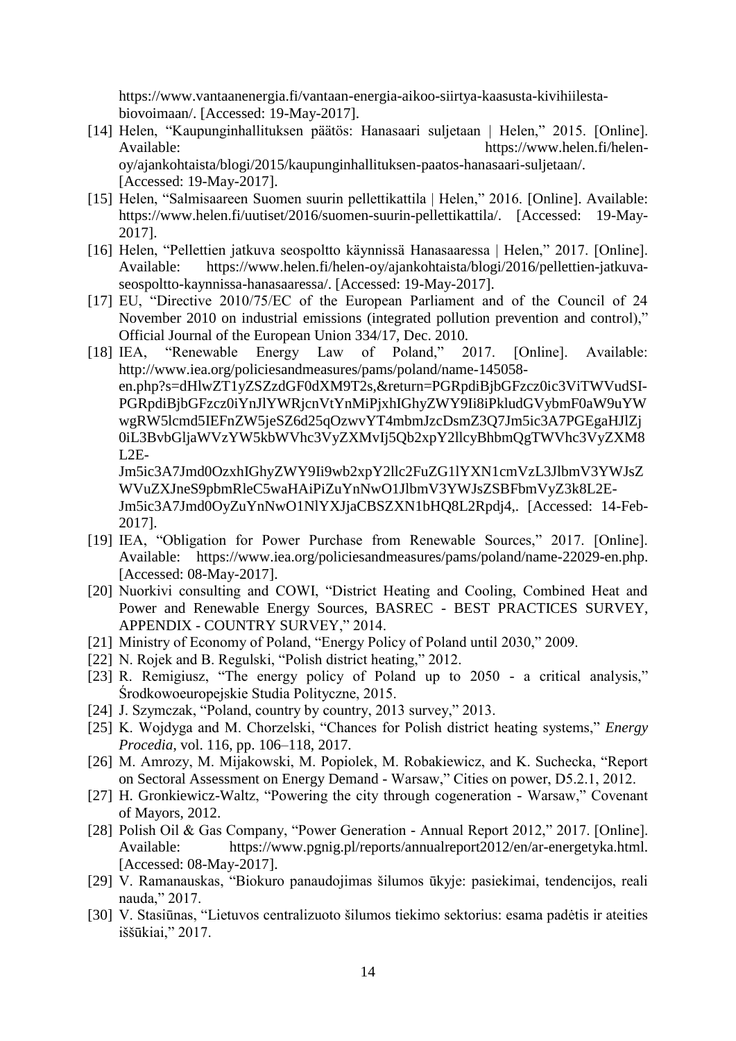https://www.vantaanenergia.fi/vantaan-energia-aikoo-siirtya-kaasusta-kivihiilesta-biovoimaan/. [Accessed: 19-May-2017].

[14] Helen, "Kaupunginhallituksen päätös: Hanasaari suljetaan | Helen," 2015. [Online]. Available: https://www.helen.fi/helen-oy/ajankohtaista/blogi/2015/kaupunginhallituksen-paatos-hanasaari-suljetaan/. [Accessed: 19-May-2017].

[15] Helen, "Salmisaareen Suomen suurin pellettikattila | Helen," 2016. [Online]. Available: https://www.helen.fi/uutiset/2016/suomen-suurin-pellettikattila/. [Accessed: 19-May-2017].

[16] Helen, "Pellettien jatkuva seospoltto käynnissä Hanasaaressa | Helen," 2017. [Online]. Available: https://www.helen.fi/helen-oy/ajankohtaista/blogi/2016/pellettien-jatkuva-seospoltto-kaynnissa-hanasaaressa/. [Accessed: 19-May-2017].

[17] EU, "Directive 2010/75/EC of the European Parliament and of the Council of 24 November 2010 on industrial emissions (integrated pollution prevention and control)," Official Journal of the European Union 334/17, Dec. 2010.

[18] IEA, "Renewable Energy Law of Poland," 2017. [Online]. Available: http://www.iea.org/policiesandmeasures/pams/poland/name-145058-en.php?s=dHlwZT1yZSZzdGF0dXM9T2s,&return=PGRpdiBjbGFzcz0ic3ViTWVudSI-PGRpdiBjbGFzcz0iYnJlYWRjcnVtYnMiPjxhIGhyZWY9Ii8iPkludGVybmF0aW9uYWwgRW5lcmd5IEFnZW5jeSZ6d25qOzwvYT4mbmJzcDsmZ3Q7Jm5ic3A7PGEgaHJlZj0iL3BvbGljaWVzYW5kbWVhc3VyZXMvIj5Qb2xpY2llcyBhbmQgTWVhc3VyZXM8L2E-Jm5ic3A7Jmd0OzxhIGhyZWY9Ii9wb2xpY2llc2FuZG1lYXN1cmVzL3JlbmV3YWJsZWVuZXJneS9pbmRleC5waHAiPiZuYnNwO1JlbmV3YWJsZSBFbmVyZ3k8L2E-Jm5ic3A7Jmd0OyZuYnNwO1NlYXJjaCBSZXN1bHQ8L2Rpdj4,. [Accessed: 14-Feb-2017].

[19] IEA, "Obligation for Power Purchase from Renewable Sources," 2017. [Online]. Available: https://www.iea.org/policiesandmeasures/pams/poland/name-22029-en.php. [Accessed: 08-May-2017].

[20] Nuorkivi consulting and COWI, "District Heating and Cooling, Combined Heat and Power and Renewable Energy Sources, BASREC - BEST PRACTICES SURVEY, APPENDIX - COUNTRY SURVEY," 2014.

[21] Ministry of Economy of Poland, "Energy Policy of Poland until 2030," 2009.

[22] N. Rojek and B. Regulski, "Polish district heating," 2012.

[23] R. Remigiusz, "The energy policy of Poland up to 2050 - a critical analysis," Środkowoeuropejskie Studia Polityczne, 2015.

[24] J. Szymczak, "Poland, country by country, 2013 survey," 2013.

[25] K. Wojdyga and M. Chorzelski, "Chances for Polish district heating systems," *Energy Procedia*, vol. 116, pp. 106–118, 2017.

[26] M. Amrozy, M. Mijakowski, M. Popiolek, M. Robakiewicz, and K. Suchecka, "Report on Sectoral Assessment on Energy Demand - Warsaw," Cities on power, D5.2.1, 2012.

[27] H. Gronkiewicz-Waltz, "Powering the city through cogeneration - Warsaw," Covenant of Mayors, 2012.

[28] Polish Oil & Gas Company, "Power Generation - Annual Report 2012," 2017. [Online]. Available: https://www.pgnig.pl/reports/annualreport2012/en/ar-energetyka.html. [Accessed: 08-May-2017].

[29] V. Ramanauskas, "Biokuro panaudojimas šilumos ūkyje: pasiekimai, tendencijos, reali nauda," 2017.

[30] V. Stasiūnas, "Lietuvos centralizuoto šilumos tiekimo sektorius: esama padėtis ir ateities iššūkiai," 2017.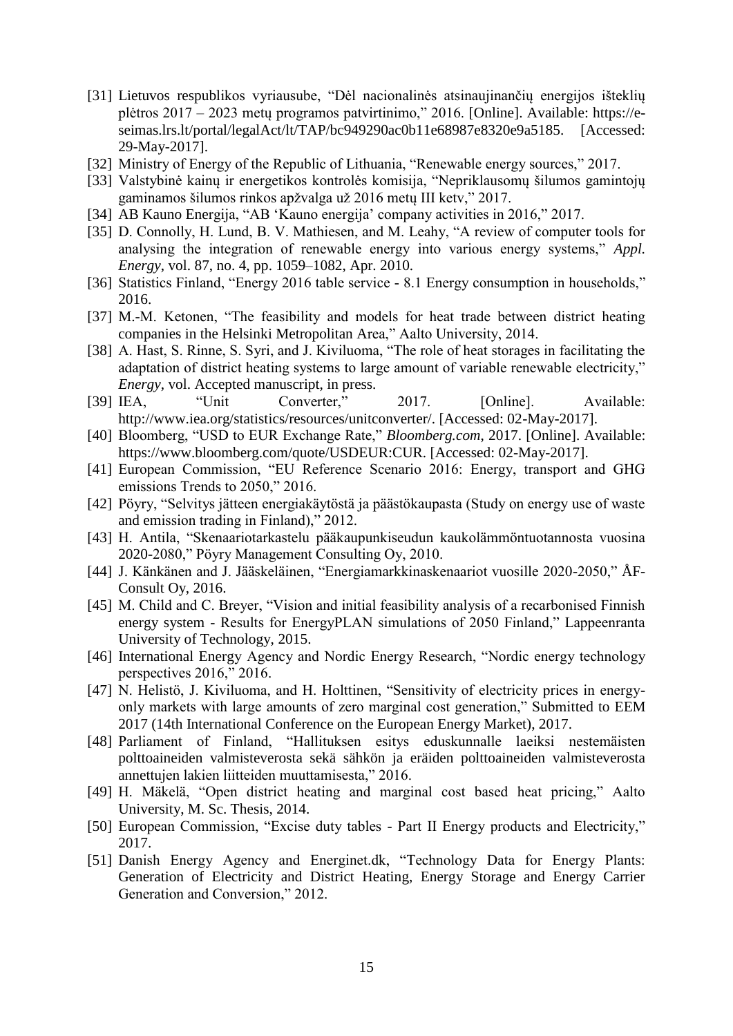[31] Lietuvos respublikos vyriausube, "Dėl nacionalinės atsinaujinančių energijos išteklių plėtros 2017 – 2023 metų programos patvirtinimo," 2016. [Online]. Available: https://e-seimas.lrs.lt/portal/legalAct/lt/TAP/bc949290ac0b11e68987e8320e9a5185. [Accessed: 29-May-2017].

[32] Ministry of Energy of the Republic of Lithuania, "Renewable energy sources," 2017.

[33] Valstybinė kainų ir energetikos kontrolės komisija, "Nepriklausomų šilumos gamintojų gaminamos šilumos rinkos apžvalga už 2016 metų III ketv," 2017.

[34] AB Kauno Energija, "AB 'Kauno energija' company activities in 2016," 2017.

[35] D. Connolly, H. Lund, B. V. Mathiesen, and M. Leahy, "A review of computer tools for analysing the integration of renewable energy into various energy systems," *Appl. Energy*, vol. 87, no. 4, pp. 1059–1082, Apr. 2010.

[36] Statistics Finland, "Energy 2016 table service - 8.1 Energy consumption in households," 2016.

[37] M.-M. Ketonen, "The feasibility and models for heat trade between district heating companies in the Helsinki Metropolitan Area," Aalto University, 2014.

[38] A. Hast, S. Rinne, S. Syri, and J. Kiviluoma, "The role of heat storages in facilitating the adaptation of district heating systems to large amount of variable renewable electricity," *Energy*, vol. Accepted manuscript, in press.

[39] IEA, "Unit Converter," 2017. [Online]. Available: http://www.iea.org/statistics/resources/unitconverter/. [Accessed: 02-May-2017].

[40] Bloomberg, "USD to EUR Exchange Rate," *Bloomberg.com*, 2017. [Online]. Available: https://www.bloomberg.com/quote/USDEUR:CUR. [Accessed: 02-May-2017].

[41] European Commission, "EU Reference Scenario 2016: Energy, transport and GHG emissions Trends to 2050," 2016.

[42] Pöyry, "Selvitys jätteen energiakäytöstä ja päästökaupasta (Study on energy use of waste and emission trading in Finland)," 2012.

[43] H. Antila, "Skenaariotarkastelu pääkaupunkiseudun kaukolämmöntuotannosta vuosina 2020-2080," Pöyry Management Consulting Oy, 2010.

[44] J. Känkänen and J. Jääskeläinen, "Energiamarkkinaskenaariot vuosille 2020-2050," ÅF-Consult Oy, 2016.

[45] M. Child and C. Breyer, "Vision and initial feasibility analysis of a recarbonised Finnish energy system - Results for EnergyPLAN simulations of 2050 Finland," Lappeenranta University of Technology, 2015.

[46] International Energy Agency and Nordic Energy Research, "Nordic energy technology perspectives 2016," 2016.

[47] N. Helistö, J. Kiviluoma, and H. Holttinen, "Sensitivity of electricity prices in energy-only markets with large amounts of zero marginal cost generation," Submitted to EEM 2017 (14th International Conference on the European Energy Market), 2017.

[48] Parliament of Finland, "Hallituksen esitys eduskunnalle laeiksi nestemäisten polttoaineiden valmisteverosta sekä sähkön ja eräiden polttoaineiden valmisteverosta annettujen lakien liitteiden muuttamisesta," 2016.

[49] H. Mäkelä, "Open district heating and marginal cost based heat pricing," Aalto University, M. Sc. Thesis, 2014.

[50] European Commission, "Excise duty tables - Part II Energy products and Electricity," 2017.

[51] Danish Energy Agency and Energinet.dk, "Technology Data for Energy Plants: Generation of Electricity and District Heating, Energy Storage and Energy Carrier Generation and Conversion," 2012.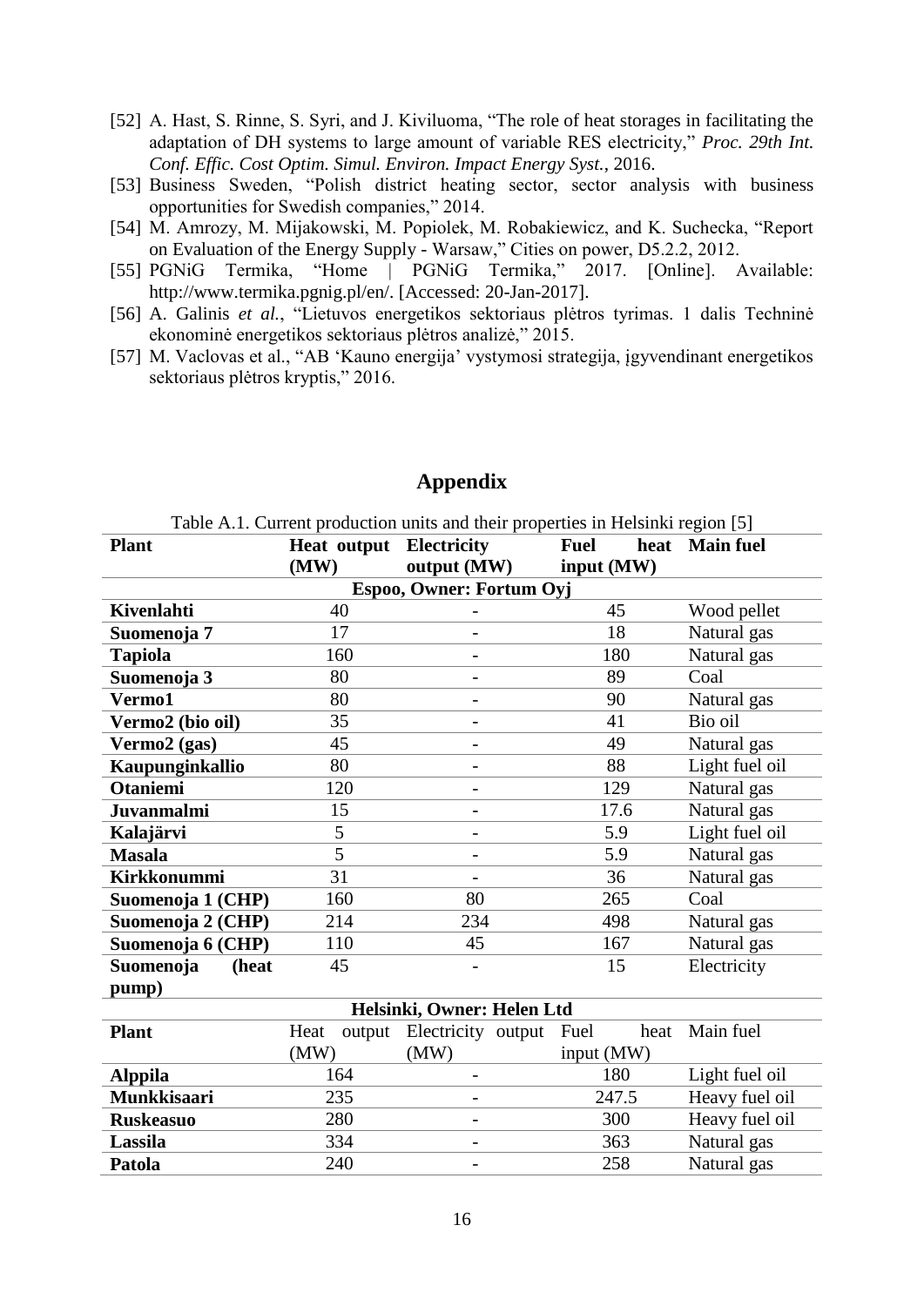[52] A. Hast, S. Rinne, S. Syri, and J. Kiviluoma, "The role of heat storages in facilitating the adaptation of DH systems to large amount of variable RES electricity," *Proc. 29th Int. Conf. Effic. Cost Optim. Simul. Environ. Impact Energy Syst.*, 2016.

[53] Business Sweden, "Polish district heating sector, sector analysis with business opportunities for Swedish companies," 2014.

[54] M. Amrozy, M. Mijakowski, M. Popiolek, M. Robakiewicz, and K. Suchecka, "Report on Evaluation of the Energy Supply - Warsaw," Cities on power, D5.2.2, 2012.

[55] PGNiG Termika, "Home | PGNiG Termika," 2017. [Online]. Available: http://www.termika.pgnig.pl/en/. [Accessed: 20-Jan-2017].

[56] A. Galinis *et al.*, "Lietuvos energetikos sektoriaus plėtros tyrimas. 1 dalis Techninė ekonominė energetikos sektoriaus plėtros analizė," 2015.

[57] M. Vaclovas et al., "AB 'Kauno energija' vystymosi strategija, įgyvendinant energetikos sektoriaus plėtros kryptis," 2016.

# Appendix

Table A.1. Current production units and their properties in Helsinki region [5]

| Plant | Heat output (MW) | Electricity output (MW) | Fuel heat input (MW) | Main fuel |
|---|---|---|---|---|
| **Espoo, Owner: Fortum Oyj** | | | | |
| **Kivenlahti** | 40 | - | 45 | Wood pellet |
| **Suomenoja 7** | 17 | - | 18 | Natural gas |
| **Tapiola** | 160 | - | 180 | Natural gas |
| **Suomenoja 3** | 80 | - | 89 | Coal |
| **Vermo1** | 80 | - | 90 | Natural gas |
| **Vermo2 (bio oil)** | 35 | - | 41 | Bio oil |
| **Vermo2 (gas)** | 45 | - | 49 | Natural gas |
| **Kaupunginkallio** | 80 | - | 88 | Light fuel oil |
| **Otaniemi** | 120 | - | 129 | Natural gas |
| **Juvanmalmi** | 15 | - | 17.6 | Natural gas |
| **Kalajärvi** | 5 | - | 5.9 | Light fuel oil |
| **Masala** | 5 | - | 5.9 | Natural gas |
| **Kirkkonummi** | 31 | - | 36 | Natural gas |
| **Suomenoja 1 (CHP)** | 160 | 80 | 265 | Coal |
| **Suomenoja 2 (CHP)** | 214 | 234 | 498 | Natural gas |
| **Suomenoja 6 (CHP)** | 110 | 45 | 167 | Natural gas |
| **Suomenoja (heat pump)** | 45 | - | 15 | Electricity |
| **Helsinki, Owner: Helen Ltd** | | | | |
| **Plant** | Heat output (MW) | Electricity output (MW) | Fuel heat input (MW) | Main fuel |
| **Alppila** | 164 | - | 180 | Light fuel oil |
| **Munkkisaari** | 235 | - | 247.5 | Heavy fuel oil |
| **Ruskeasuo** | 280 | - | 300 | Heavy fuel oil |
| **Lassila** | 334 | - | 363 | Natural gas |
| **Patola** | 240 | - | 258 | Natural gas |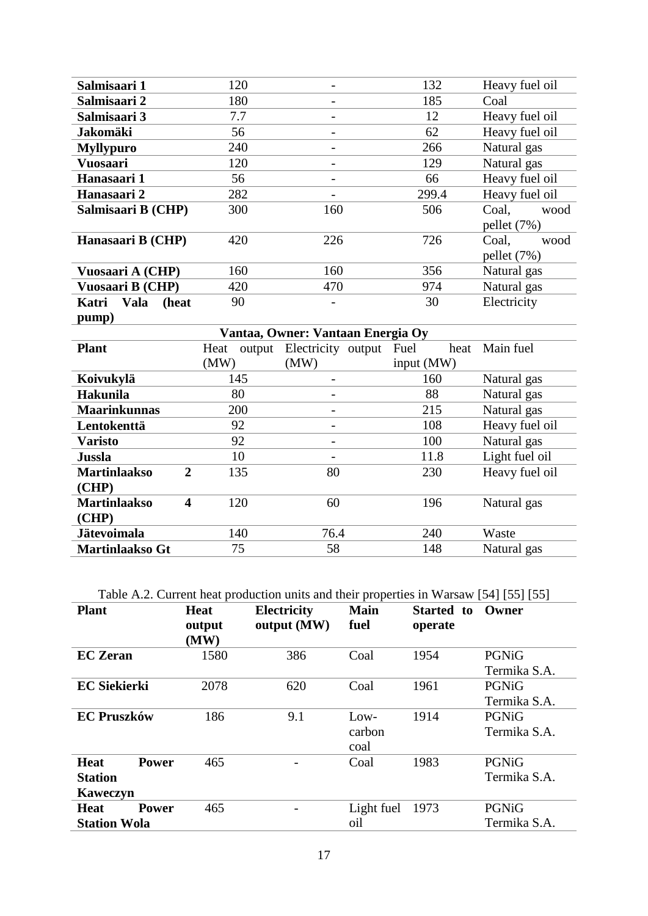| | | | | |
|---|---|---|---|---|
| **Salmisaari 1** | 120 | - | 132 | Heavy fuel oil |
| **Salmisaari 2** | 180 | - | 185 | Coal |
| **Salmisaari 3** | 7.7 | - | 12 | Heavy fuel oil |
| **Jakomäki** | 56 | - | 62 | Heavy fuel oil |
| **Myllypuro** | 240 | - | 266 | Natural gas |
| **Vuosaari** | 120 | - | 129 | Natural gas |
| **Hanasaari 1** | 56 | - | 66 | Heavy fuel oil |
| **Hanasaari 2** | 282 | - | 299.4 | Heavy fuel oil |
| **Salmisaari B (CHP)** | 300 | 160 | 506 | Coal, wood pellet (7%) |
| **Hanasaari B (CHP)** | 420 | 226 | 726 | Coal, wood pellet (7%) |
| **Vuosaari A (CHP)** | 160 | 160 | 356 | Natural gas |
| **Vuosaari B (CHP)** | 420 | 470 | 974 | Natural gas |
| **Katri Vala (heat pump)** | 90 | - | 30 | Electricity |
| **Vantaa, Owner: Vantaan Energia Oy** | | | | |
| **Plant** | Heat output (MW) | Electricity output (MW) | Fuel heat input (MW) | Main fuel |
| **Koivukylä** | 145 | - | 160 | Natural gas |
| **Hakunila** | 80 | - | 88 | Natural gas |
| **Maarinkunnas** | 200 | - | 215 | Natural gas |
| **Lentokenttä** | 92 | - | 108 | Heavy fuel oil |
| **Varisto** | 92 | - | 100 | Natural gas |
| **Jussla** | 10 | - | 11.8 | Light fuel oil |
| **Martinlaakso 2 (CHP)** | 135 | 80 | 230 | Heavy fuel oil |
| **Martinlaakso 4 (CHP)** | 120 | 60 | 196 | Natural gas |
| **Jätevoimala** | 140 | 76.4 | 240 | Waste |
| **Martinlaakso Gt** | 75 | 58 | 148 | Natural gas |

Table A.2. Current heat production units and their properties in Warsaw [54] [55] [55]

| Plant | Heat output (MW) | Electricity output (MW) | Main fuel | Started to operate | Owner |
|---|---|---|---|---|---|
| **EC Zeran** | 1580 | 386 | Coal | 1954 | PGNiG Termika S.A. |
| **EC Siekierki** | 2078 | 620 | Coal | 1961 | PGNiG Termika S.A. |
| **EC Pruszków** | 186 | 9.1 | Low-carbon coal | 1914 | PGNiG Termika S.A. |
| **Heat Power Station Kaweczyn** | 465 | - | Coal | 1983 | PGNiG Termika S.A. |
| **Heat Power Station Wola** | 465 | - | Light fuel oil | 1973 | PGNiG Termika S.A. |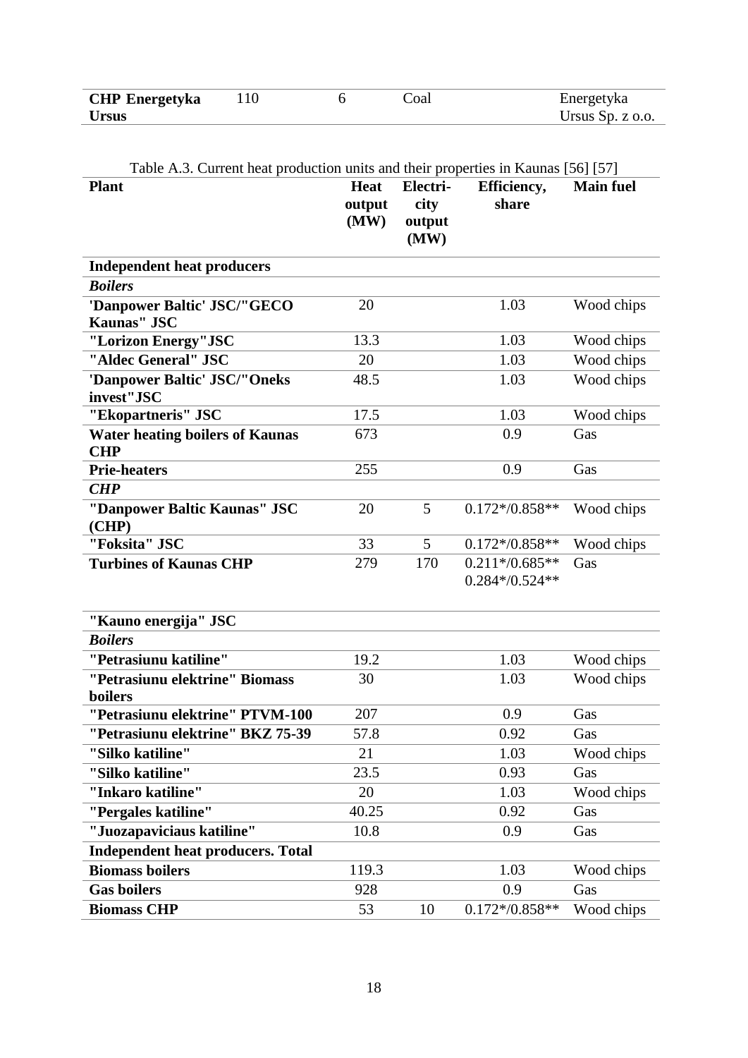| **CHP Energetyka Ursus** | 110 | 6 | Coal | Energetyka Ursus Sp. z o.o. |
|---|---|---|---|---|

Table A.3. Current heat production units and their properties in Kaunas [56] [57]

| Plant | Heat output (MW) | Electricity output (MW) | Efficiency, share | Main fuel |
|---|---|---|---|---|
| **Independent heat producers** | | | | |
| ***Boilers*** | | | | |
| **'Danpower Baltic' JSC/"GECO Kaunas" JSC** | 20 | | 1.03 | Wood chips |
| **"Lorizon Energy"JSC** | 13.3 | | 1.03 | Wood chips |
| **"Aldec General" JSC** | 20 | | 1.03 | Wood chips |
| **'Danpower Baltic' JSC/"Oneks invest"JSC** | 48.5 | | 1.03 | Wood chips |
| **"Ekopartneris" JSC** | 17.5 | | 1.03 | Wood chips |
| **Water heating boilers of Kaunas CHP** | 673 | | 0.9 | Gas |
| **Prie-heaters** | 255 | | 0.9 | Gas |
| ***CHP*** | | | | |
| **"Danpower Baltic Kaunas" JSC (CHP)** | 20 | 5 | 0.172*/0.858** | Wood chips |
| **"Foksita" JSC** | 33 | 5 | 0.172*/0.858** | Wood chips |
| **Turbines of Kaunas CHP** | 279 | 170 | 0.211*/0.685** 0.284*/0.524** | Gas |
| **"Kauno energija" JSC** | | | | |
| ***Boilers*** | | | | |
| **"Petrasiunu katiline"** | 19.2 | | 1.03 | Wood chips |
| **"Petrasiunu elektrine" Biomass boilers** | 30 | | 1.03 | Wood chips |
| **"Petrasiunu elektrine" PTVM-100** | 207 | | 0.9 | Gas |
| **"Petrasiunu elektrine" BKZ 75-39** | 57.8 | | 0.92 | Gas |
| **"Silko katiline"** | 21 | | 1.03 | Wood chips |
| **"Silko katiline"** | 23.5 | | 0.93 | Gas |
| **"Inkaro katiline"** | 20 | | 1.03 | Wood chips |
| **"Pergales katiline"** | 40.25 | | 0.92 | Gas |
| **"Juozapaviciaus katiline"** | 10.8 | | 0.9 | Gas |
| **Independent heat producers. Total** | | | | |
| **Biomass boilers** | 119.3 | | 1.03 | Wood chips |
| **Gas boilers** | 928 | | 0.9 | Gas |
| **Biomass CHP** | 53 | 10 | 0.172*/0.858** | Wood chips |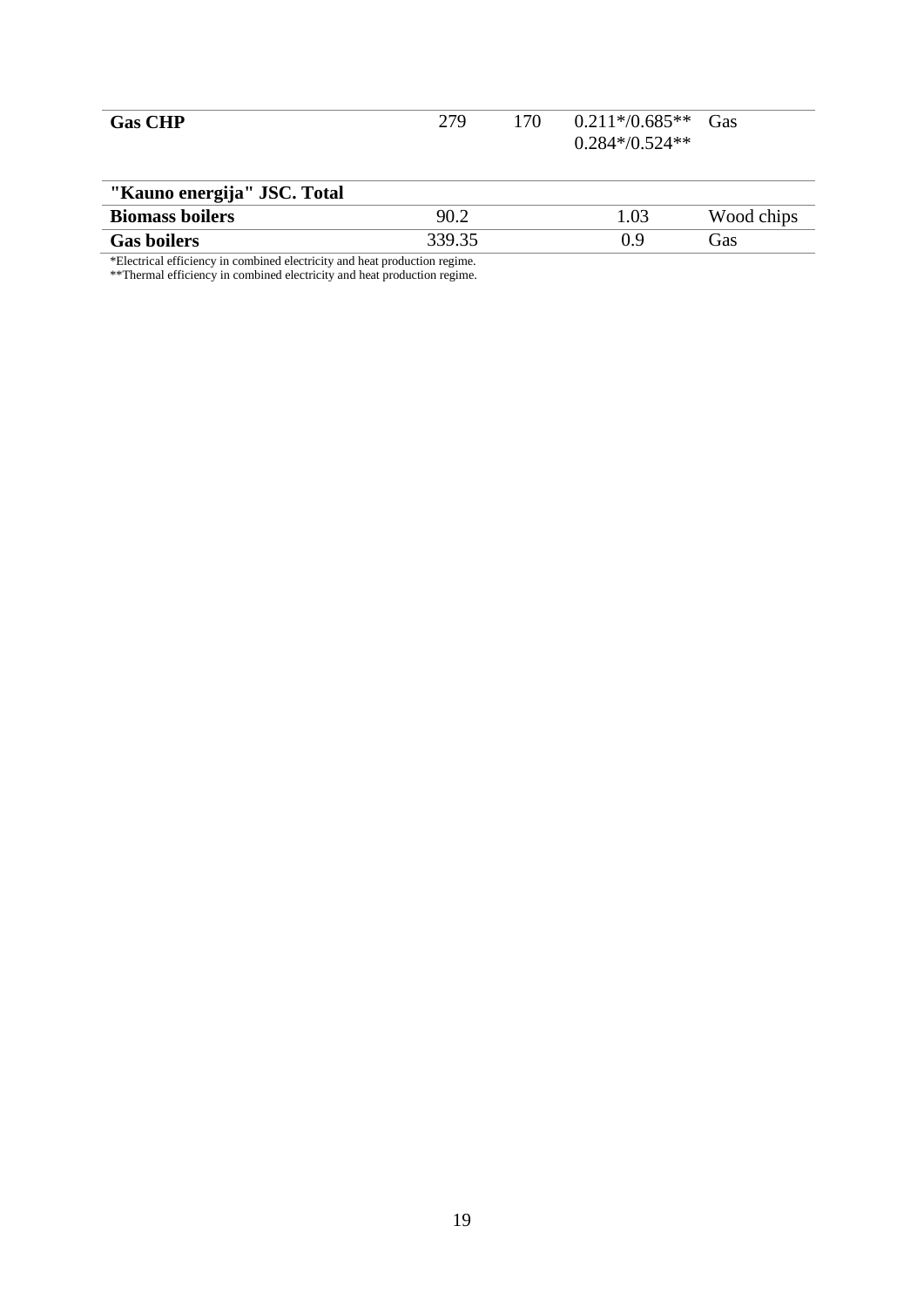| | | | | |
|---|---|---|---|---|
| **Gas CHP** | 279 | 170 | 0.211*/0.685** 0.284*/0.524** | Gas |
| **"Kauno energija" JSC. Total** | | | | |
| **Biomass boilers** | 90.2 | | 1.03 | Wood chips |
| **Gas boilers** | 339.35 | | 0.9 | Gas |

*Electrical efficiency in combined electricity and heat production regime.
**Thermal efficiency in combined electricity and heat production regime.